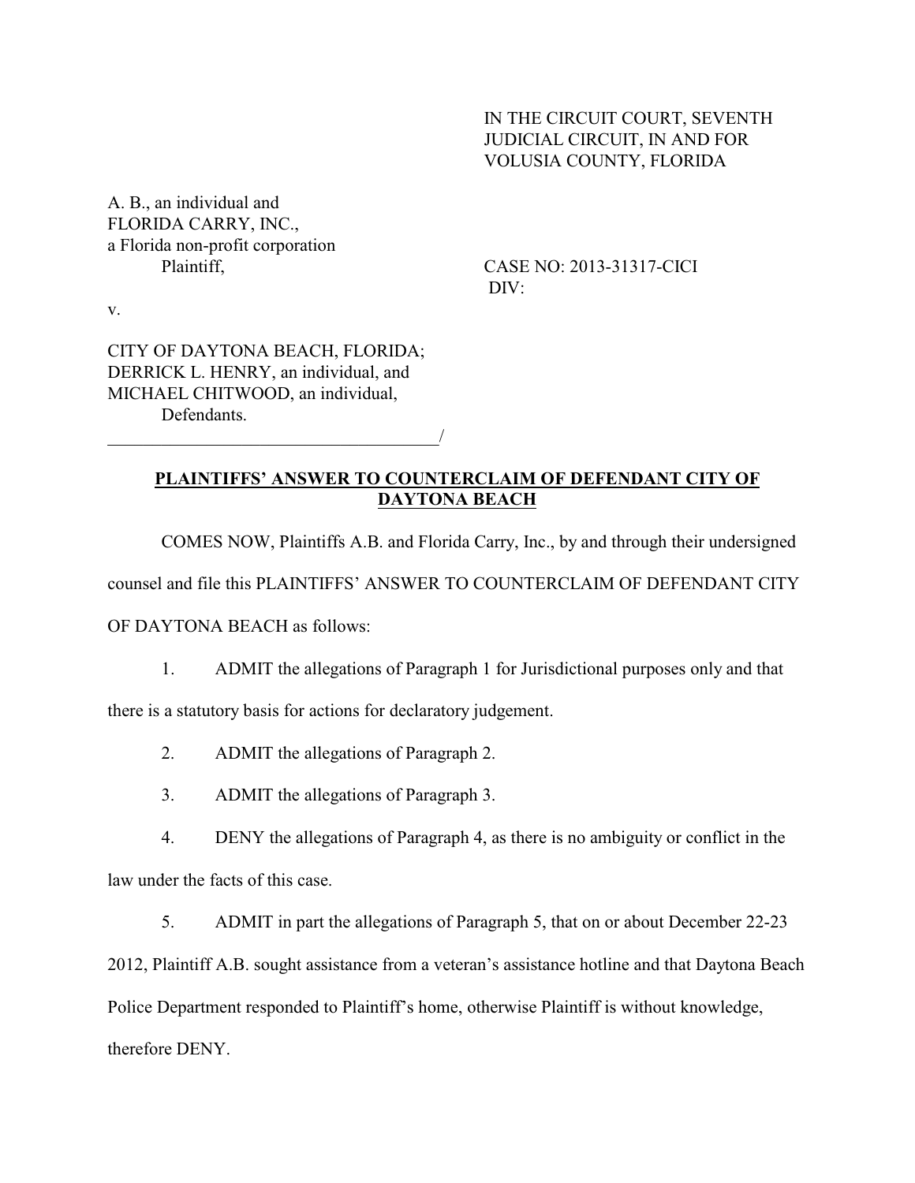IN THE CIRCUIT COURT, SEVENTH JUDICIAL CIRCUIT, IN AND FOR VOLUSIA COUNTY, FLORIDA

A. B., an individual and
FLORIDA CARRY, INC.,
a Florida non-profit corporation
Plaintiff,

CASE NO: 2013-31317-CICI
DIV:

v.

CITY OF DAYTONA BEACH, FLORIDA;
DERRICK L. HENRY, an individual, and
MICHAEL CHITWOOD, an individual,
Defendants.
_______________________________________/

## PLAINTIFFS' ANSWER TO COUNTERCLAIM OF DEFENDANT CITY OF DAYTONA BEACH

COMES NOW, Plaintiffs A.B. and Florida Carry, Inc., by and through their undersigned counsel and file this PLAINTIFFS' ANSWER TO COUNTERCLAIM OF DEFENDANT CITY OF DAYTONA BEACH as follows:

1. ADMIT the allegations of Paragraph 1 for Jurisdictional purposes only and that there is a statutory basis for actions for declaratory judgement.

2. ADMIT the allegations of Paragraph 2.

3. ADMIT the allegations of Paragraph 3.

4. DENY the allegations of Paragraph 4, as there is no ambiguity or conflict in the law under the facts of this case.

5. ADMIT in part the allegations of Paragraph 5, that on or about December 22-23 2012, Plaintiff A.B. sought assistance from a veteran's assistance hotline and that Daytona Beach Police Department responded to Plaintiff's home, otherwise Plaintiff is without knowledge, therefore DENY.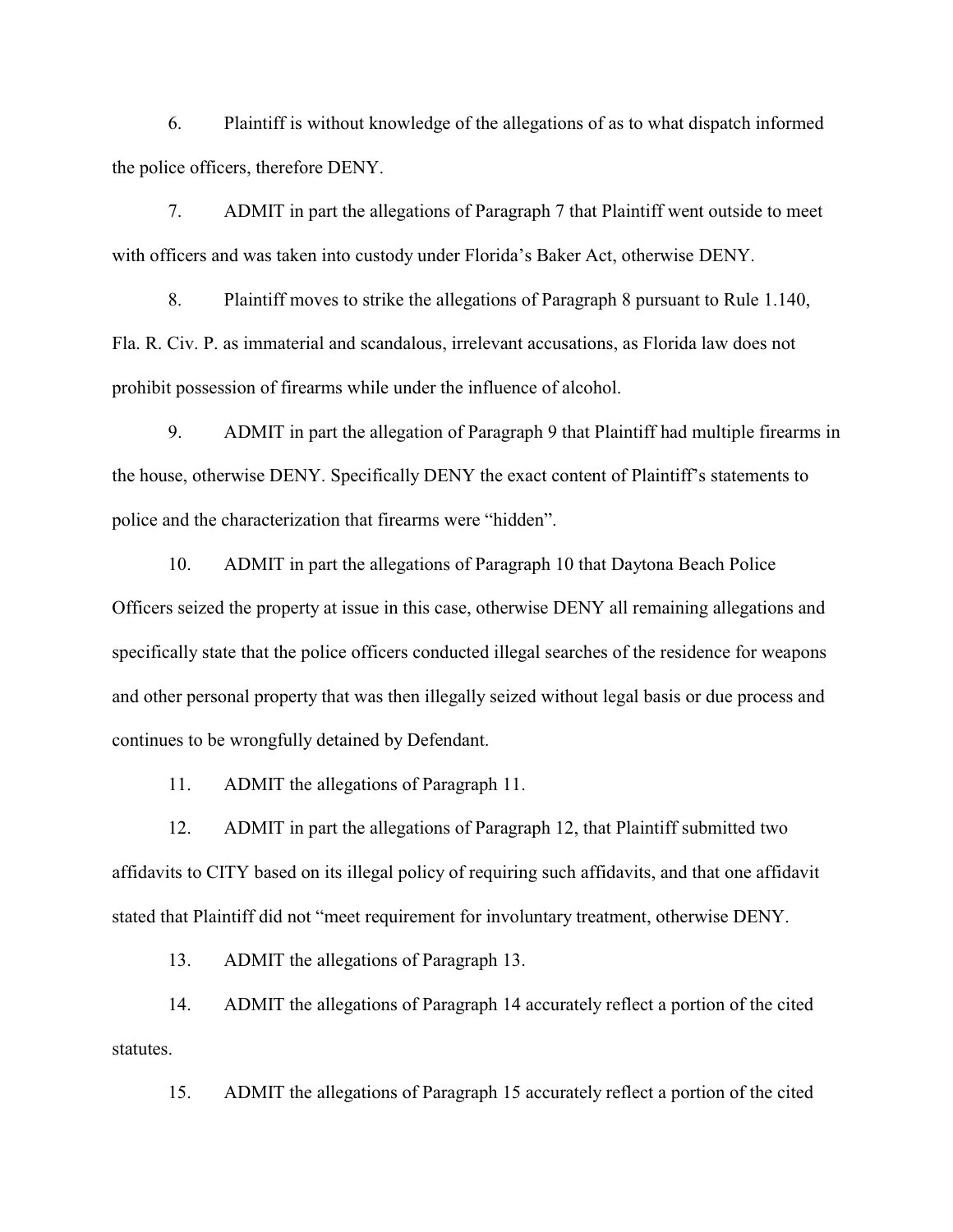6. Plaintiff is without knowledge of the allegations of as to what dispatch informed the police officers, therefore DENY.

7. ADMIT in part the allegations of Paragraph 7 that Plaintiff went outside to meet with officers and was taken into custody under Florida's Baker Act, otherwise DENY.

8. Plaintiff moves to strike the allegations of Paragraph 8 pursuant to Rule 1.140, Fla. R. Civ. P. as immaterial and scandalous, irrelevant accusations, as Florida law does not prohibit possession of firearms while under the influence of alcohol.

9. ADMIT in part the allegation of Paragraph 9 that Plaintiff had multiple firearms in the house, otherwise DENY. Specifically DENY the exact content of Plaintiff's statements to police and the characterization that firearms were "hidden".

10. ADMIT in part the allegations of Paragraph 10 that Daytona Beach Police Officers seized the property at issue in this case, otherwise DENY all remaining allegations and specifically state that the police officers conducted illegal searches of the residence for weapons and other personal property that was then illegally seized without legal basis or due process and continues to be wrongfully detained by Defendant.

11. ADMIT the allegations of Paragraph 11.

12. ADMIT in part the allegations of Paragraph 12, that Plaintiff submitted two affidavits to CITY based on its illegal policy of requiring such affidavits, and that one affidavit stated that Plaintiff did not "meet requirement for involuntary treatment, otherwise DENY.

13. ADMIT the allegations of Paragraph 13.

14. ADMIT the allegations of Paragraph 14 accurately reflect a portion of the cited statutes.

15. ADMIT the allegations of Paragraph 15 accurately reflect a portion of the cited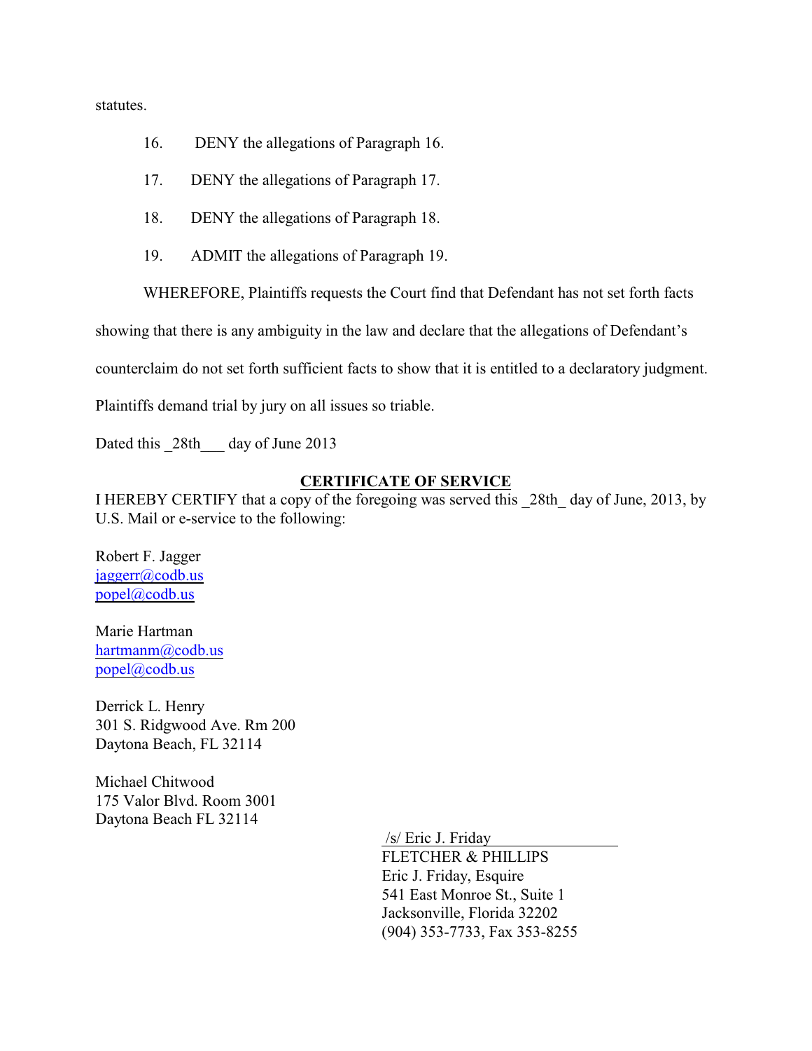statutes.

16. DENY the allegations of Paragraph 16.

17. DENY the allegations of Paragraph 17.

18. DENY the allegations of Paragraph 18.

19. ADMIT the allegations of Paragraph 19.

WHEREFORE, Plaintiffs requests the Court find that Defendant has not set forth facts showing that there is any ambiguity in the law and declare that the allegations of Defendant's counterclaim do not set forth sufficient facts to show that it is entitled to a declaratory judgment. Plaintiffs demand trial by jury on all issues so triable.

Dated this _28th___ day of June 2013

**CERTIFICATE OF SERVICE**

I HEREBY CERTIFY that a copy of the foregoing was served this _28th_ day of June, 2013, by U.S. Mail or e-service to the following:

Robert F. Jagger
jaggerr@codb.us
popel@codb.us

Marie Hartman
hartmanm@codb.us
popel@codb.us

Derrick L. Henry
301 S. Ridgwood Ave. Rm 200
Daytona Beach, FL 32114

Michael Chitwood
175 Valor Blvd. Room 3001
Daytona Beach FL 32114

/s/ Eric J. Friday
FLETCHER & PHILLIPS
Eric J. Friday, Esquire
541 East Monroe St., Suite 1
Jacksonville, Florida 32202
(904) 353-7733, Fax 353-8255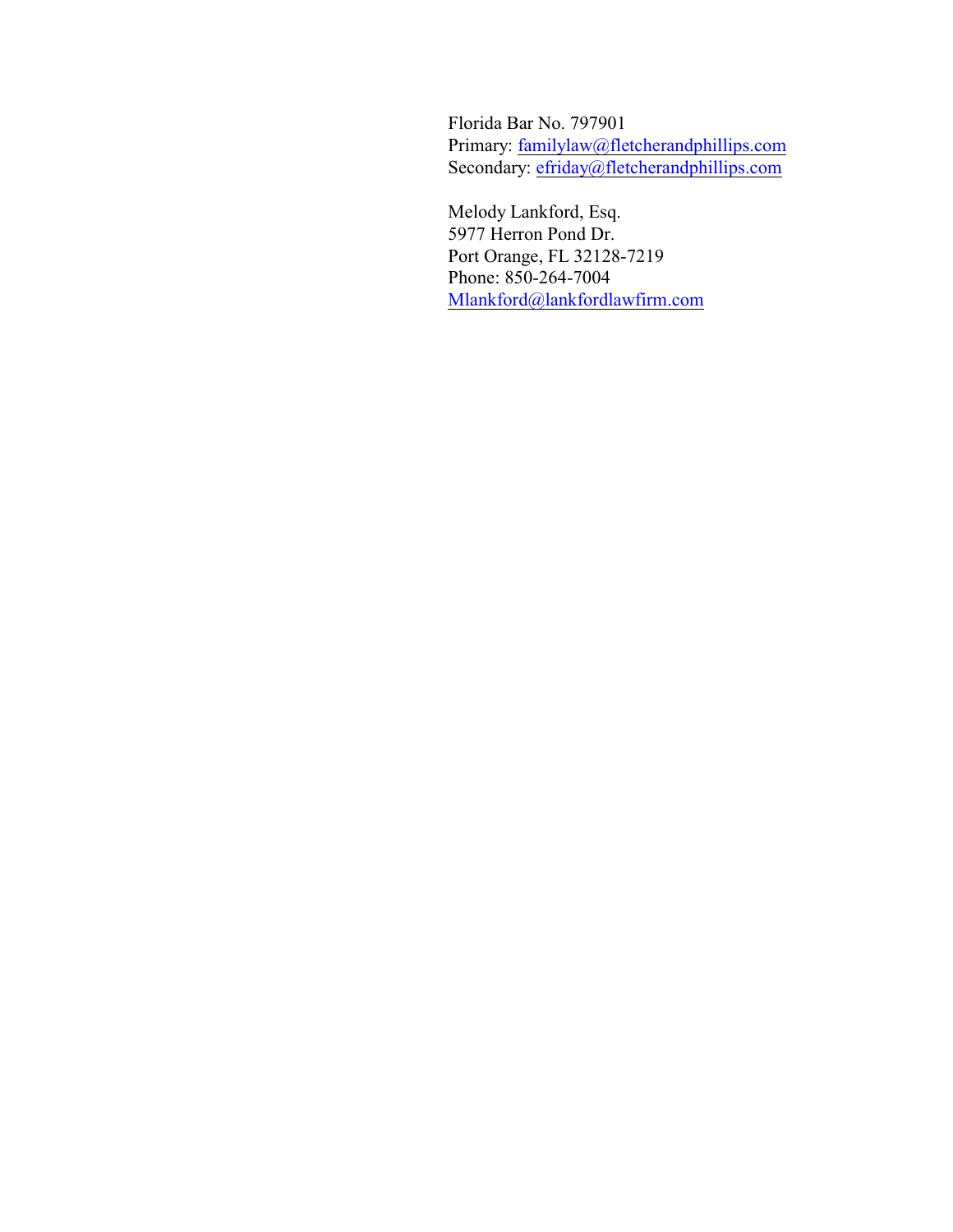Florida Bar No. 797901
Primary: familylaw@fletcherandphillips.com
Secondary: efriday@fletcherandphillips.com

Melody Lankford, Esq.
5977 Herron Pond Dr.
Port Orange, FL 32128-7219
Phone: 850-264-7004
Mlankford@lankfordlawfirm.com